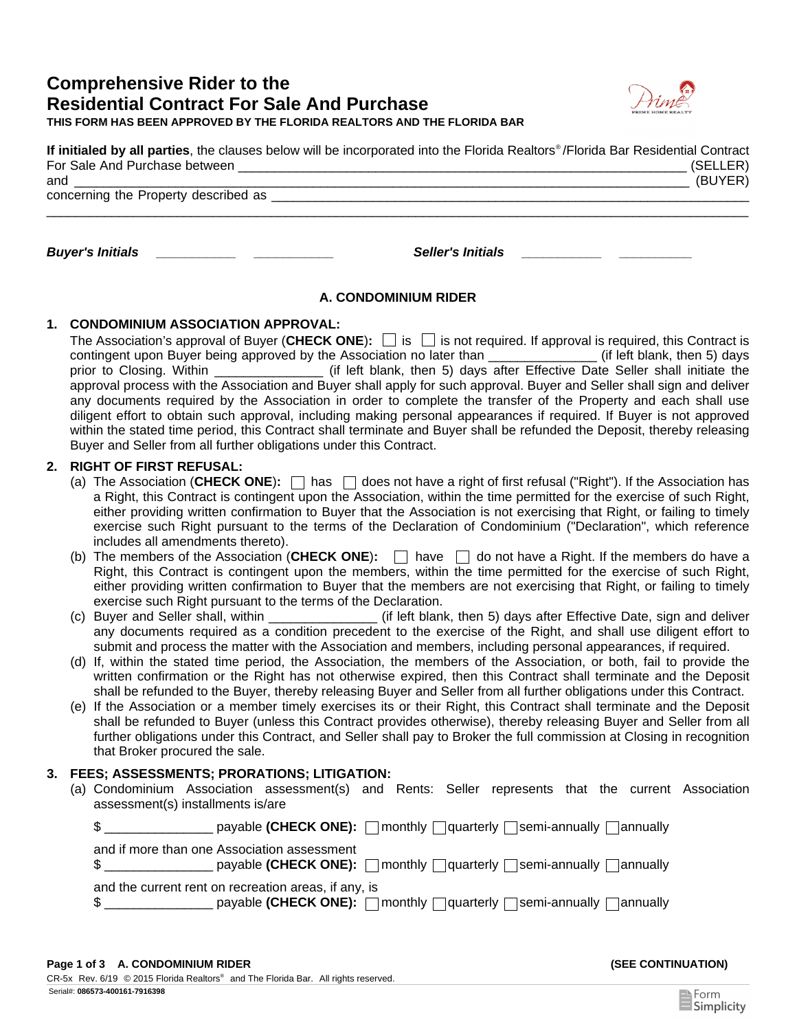# Comprehensive Rider to the Residential Contract For Sale And Purchase

**THIS FORM HAS BEEN APPROVED BY THE FLORIDA REALTORS AND THE FLORIDA BAR**

**If initialed by all parties**, the clauses below will be incorporated into the Florida Realtors® /Florida Bar Residential Contract For Sale And Purchase between _______________________________________________ (SELLER) and _______________________________________________ (BUYER) concerning the Property described as _______________________________________________
_______________________________________________

***Buyer's Initials*** ___________ ___________ ***Seller's Initials*** ___________ ___________

## A. CONDOMINIUM RIDER

**1. CONDOMINIUM ASSOCIATION APPROVAL:**

The Association's approval of Buyer (**CHECK ONE**): ☐ is ☐ is not required. If approval is required, this Contract is contingent upon Buyer being approved by the Association no later than _______________ (if left blank, then 5) days prior to Closing. Within _______________ (if left blank, then 5) days after Effective Date Seller shall initiate the approval process with the Association and Buyer shall apply for such approval. Buyer and Seller shall sign and deliver any documents required by the Association in order to complete the transfer of the Property and each shall use diligent effort to obtain such approval, including making personal appearances if required. If Buyer is not approved within the stated time period, this Contract shall terminate and Buyer shall be refunded the Deposit, thereby releasing Buyer and Seller from all further obligations under this Contract.

**2. RIGHT OF FIRST REFUSAL:**

(a) The Association (**CHECK ONE**): ☐ has ☐ does not have a right of first refusal ("Right"). If the Association has a Right, this Contract is contingent upon the Association, within the time permitted for the exercise of such Right, either providing written confirmation to Buyer that the Association is not exercising that Right, or failing to timely exercise such Right pursuant to the terms of the Declaration of Condominium ("Declaration", which reference includes all amendments thereto).

(b) The members of the Association (**CHECK ONE**): ☐ have ☐ do not have a Right. If the members do have a Right, this Contract is contingent upon the members, within the time permitted for the exercise of such Right, either providing written confirmation to Buyer that the members are not exercising that Right, or failing to timely exercise such Right pursuant to the terms of the Declaration.

(c) Buyer and Seller shall, within _______________ (if left blank, then 5) days after Effective Date, sign and deliver any documents required as a condition precedent to the exercise of the Right, and shall use diligent effort to submit and process the matter with the Association and members, including personal appearances, if required.

(d) If, within the stated time period, the Association, the members of the Association, or both, fail to provide the written confirmation or the Right has not otherwise expired, then this Contract shall terminate and the Deposit shall be refunded to the Buyer, thereby releasing Buyer and Seller from all further obligations under this Contract.

(e) If the Association or a member timely exercises its or their Right, this Contract shall terminate and the Deposit shall be refunded to Buyer (unless this Contract provides otherwise), thereby releasing Buyer and Seller from all further obligations under this Contract, and Seller shall pay to Broker the full commission at Closing in recognition that Broker procured the sale.

**3. FEES; ASSESSMENTS; PRORATIONS; LITIGATION:**

(a) Condominium Association assessment(s) and Rents: Seller represents that the current Association assessment(s) installments is/are

$ _______________ payable **(CHECK ONE):** ☐ monthly ☐ quarterly ☐ semi-annually ☐ annually

and if more than one Association assessment
$ _______________ payable **(CHECK ONE):** ☐ monthly ☐ quarterly ☐ semi-annually ☐ annually

and the current rent on recreation areas, if any, is
$ _______________ payable **(CHECK ONE):** ☐ monthly ☐ quarterly ☐ semi-annually ☐ annually

**A. CONDOMINIUM RIDER** **(SEE CONTINUATION)**

CR-5x Rev. 6/19 © 2015 Florida Realtors® and The Florida Bar. All rights reserved.
Serial#: **086573-400161-7916398**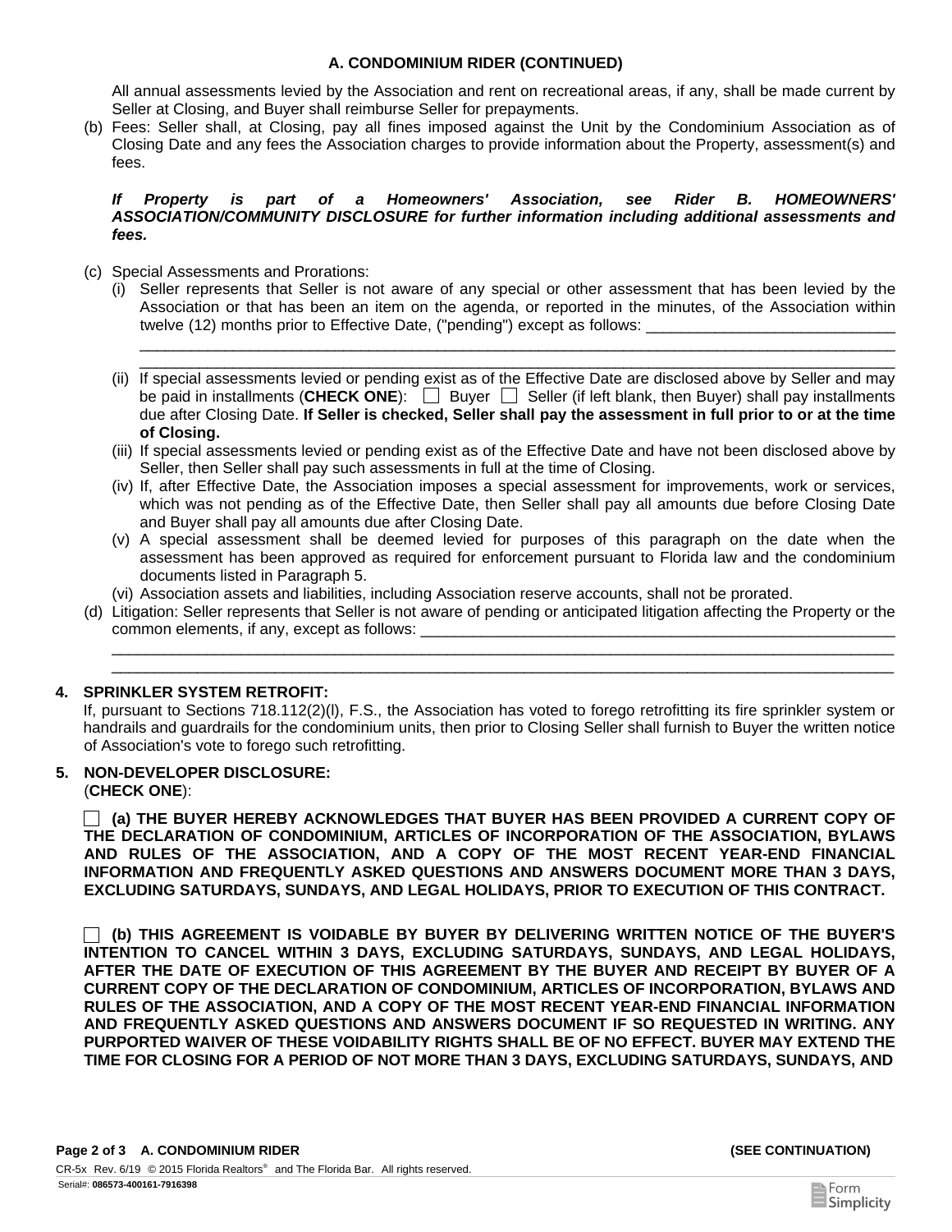## A. CONDOMINIUM RIDER (CONTINUED)

All annual assessments levied by the Association and rent on recreational areas, if any, shall be made current by Seller at Closing, and Buyer shall reimburse Seller for prepayments.

(b) Fees: Seller shall, at Closing, pay all fines imposed against the Unit by the Condominium Association as of Closing Date and any fees the Association charges to provide information about the Property, assessment(s) and fees.

***If Property is part of a Homeowners' Association, see Rider B. HOMEOWNERS' ASSOCIATION/COMMUNITY DISCLOSURE for further information including additional assessments and fees.***

(c) Special Assessments and Prorations:

(i) Seller represents that Seller is not aware of any special or other assessment that has been levied by the Association or that has been an item on the agenda, or reported in the minutes, of the Association within twelve (12) months prior to Effective Date, ("pending") except as follows: ______________________________
________________________________________________________________________________________________
________________________________________________________________________________________________

(ii) If special assessments levied or pending exist as of the Effective Date are disclosed above by Seller and may be paid in installments (**CHECK ONE**): ☐ Buyer ☐ Seller (if left blank, then Buyer) shall pay installments due after Closing Date. **If Seller is checked, Seller shall pay the assessment in full prior to or at the time of Closing.**

(iii) If special assessments levied or pending exist as of the Effective Date and have not been disclosed above by Seller, then Seller shall pay such assessments in full at the time of Closing.

(iv) If, after Effective Date, the Association imposes a special assessment for improvements, work or services, which was not pending as of the Effective Date, then Seller shall pay all amounts due before Closing Date and Buyer shall pay all amounts due after Closing Date.

(v) A special assessment shall be deemed levied for purposes of this paragraph on the date when the assessment has been approved as required for enforcement pursuant to Florida law and the condominium documents listed in Paragraph 5.

(vi) Association assets and liabilities, including Association reserve accounts, shall not be prorated.

(d) Litigation: Seller represents that Seller is not aware of pending or anticipated litigation affecting the Property or the common elements, if any, except as follows: ____________________________________________________________
________________________________________________________________________________________________
________________________________________________________________________________________________

**4. SPRINKLER SYSTEM RETROFIT:**

If, pursuant to Sections 718.112(2)(l), F.S., the Association has voted to forego retrofitting its fire sprinkler system or handrails and guardrails for the condominium units, then prior to Closing Seller shall furnish to Buyer the written notice of Association's vote to forego such retrofitting.

**5. NON-DEVELOPER DISCLOSURE:**

(**CHECK ONE**):

☐ **(a) THE BUYER HEREBY ACKNOWLEDGES THAT BUYER HAS BEEN PROVIDED A CURRENT COPY OF THE DECLARATION OF CONDOMINIUM, ARTICLES OF INCORPORATION OF THE ASSOCIATION, BYLAWS AND RULES OF THE ASSOCIATION, AND A COPY OF THE MOST RECENT YEAR-END FINANCIAL INFORMATION AND FREQUENTLY ASKED QUESTIONS AND ANSWERS DOCUMENT MORE THAN 3 DAYS, EXCLUDING SATURDAYS, SUNDAYS, AND LEGAL HOLIDAYS, PRIOR TO EXECUTION OF THIS CONTRACT.**

☐ **(b) THIS AGREEMENT IS VOIDABLE BY BUYER BY DELIVERING WRITTEN NOTICE OF THE BUYER'S INTENTION TO CANCEL WITHIN 3 DAYS, EXCLUDING SATURDAYS, SUNDAYS, AND LEGAL HOLIDAYS, AFTER THE DATE OF EXECUTION OF THIS AGREEMENT BY THE BUYER AND RECEIPT BY BUYER OF A CURRENT COPY OF THE DECLARATION OF CONDOMINIUM, ARTICLES OF INCORPORATION, BYLAWS AND RULES OF THE ASSOCIATION, AND A COPY OF THE MOST RECENT YEAR-END FINANCIAL INFORMATION AND FREQUENTLY ASKED QUESTIONS AND ANSWERS DOCUMENT IF SO REQUESTED IN WRITING. ANY PURPORTED WAIVER OF THESE VOIDABILITY RIGHTS SHALL BE OF NO EFFECT. BUYER MAY EXTEND THE TIME FOR CLOSING FOR A PERIOD OF NOT MORE THAN 3 DAYS, EXCLUDING SATURDAYS, SUNDAYS, AND**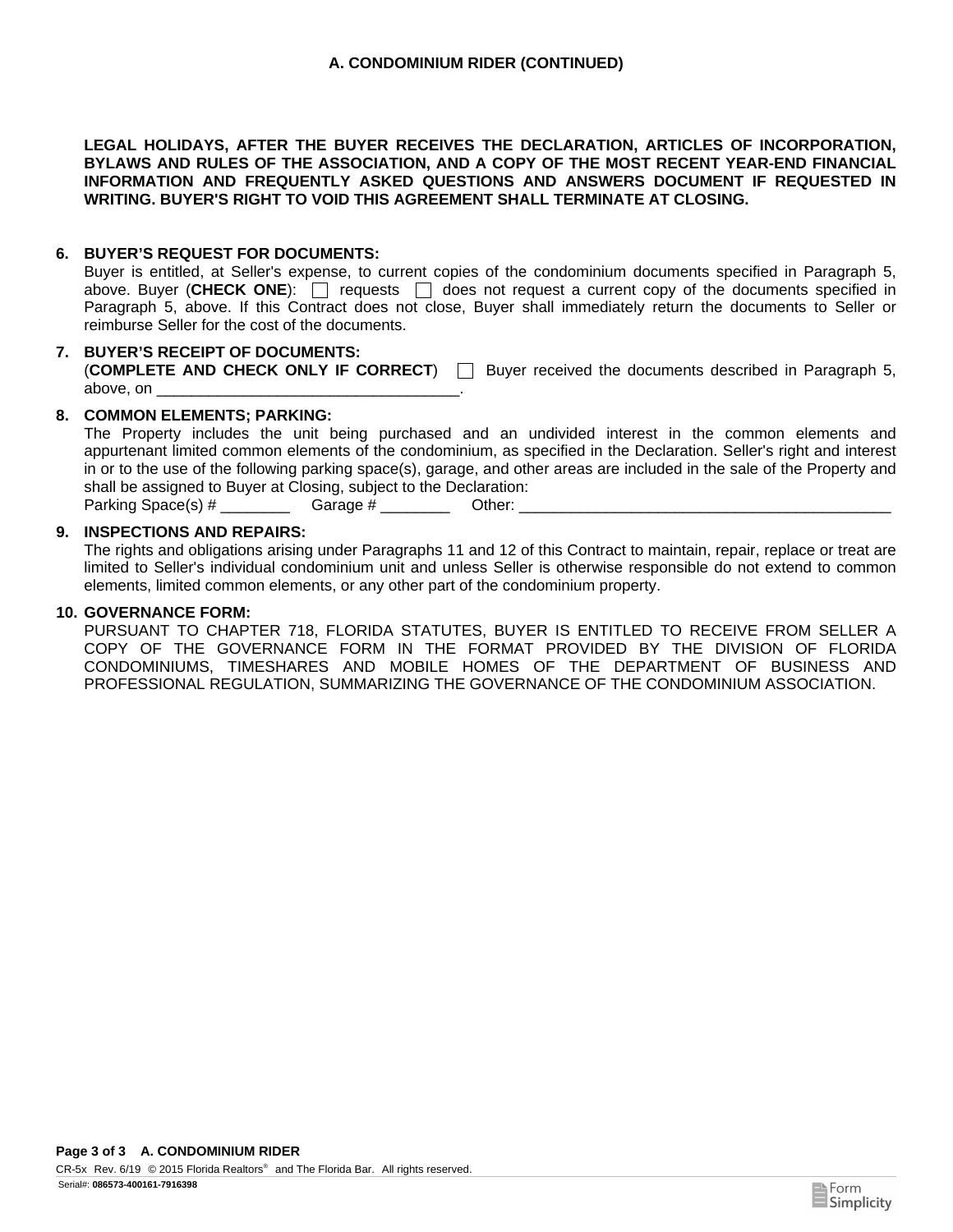## A. CONDOMINIUM RIDER (CONTINUED)

**LEGAL HOLIDAYS, AFTER THE BUYER RECEIVES THE DECLARATION, ARTICLES OF INCORPORATION, BYLAWS AND RULES OF THE ASSOCIATION, AND A COPY OF THE MOST RECENT YEAR-END FINANCIAL INFORMATION AND FREQUENTLY ASKED QUESTIONS AND ANSWERS DOCUMENT IF REQUESTED IN WRITING. BUYER'S RIGHT TO VOID THIS AGREEMENT SHALL TERMINATE AT CLOSING.**

**6. BUYER'S REQUEST FOR DOCUMENTS:**
Buyer is entitled, at Seller's expense, to current copies of the condominium documents specified in Paragraph 5, above. Buyer (**CHECK ONE**): ☐ requests ☐ does not request a current copy of the documents specified in Paragraph 5, above. If this Contract does not close, Buyer shall immediately return the documents to Seller or reimburse Seller for the cost of the documents.

**7. BUYER'S RECEIPT OF DOCUMENTS:**
(**COMPLETE AND CHECK ONLY IF CORRECT**) ☐ Buyer received the documents described in Paragraph 5, above, on ___________________________________.

**8. COMMON ELEMENTS; PARKING:**
The Property includes the unit being purchased and an undivided interest in the common elements and appurtenant limited common elements of the condominium, as specified in the Declaration. Seller's right and interest in or to the use of the following parking space(s), garage, and other areas are included in the sale of the Property and shall be assigned to Buyer at Closing, subject to the Declaration:
Parking Space(s) # ________ Garage # ________ Other: ____________________________________________

**9. INSPECTIONS AND REPAIRS:**
The rights and obligations arising under Paragraphs 11 and 12 of this Contract to maintain, repair, replace or treat are limited to Seller's individual condominium unit and unless Seller is otherwise responsible do not extend to common elements, limited common elements, or any other part of the condominium property.

**10. GOVERNANCE FORM:**
PURSUANT TO CHAPTER 718, FLORIDA STATUTES, BUYER IS ENTITLED TO RECEIVE FROM SELLER A COPY OF THE GOVERNANCE FORM IN THE FORMAT PROVIDED BY THE DIVISION OF FLORIDA CONDOMINIUMS, TIMESHARES AND MOBILE HOMES OF THE DEPARTMENT OF BUSINESS AND PROFESSIONAL REGULATION, SUMMARIZING THE GOVERNANCE OF THE CONDOMINIUM ASSOCIATION.